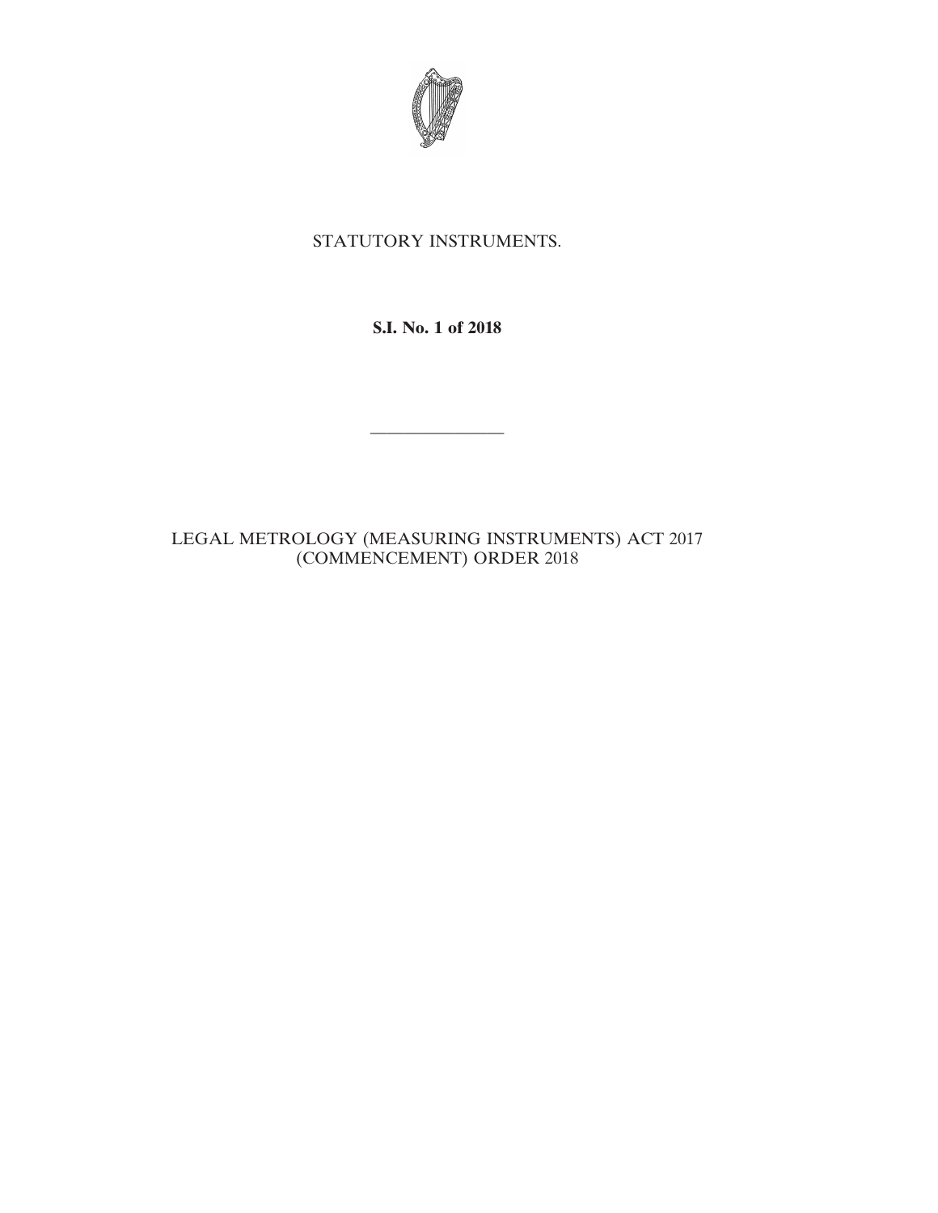STATUTORY INSTRUMENTS.

**S.I. No. 1 of 2018**

---

LEGAL METROLOGY (MEASURING INSTRUMENTS) ACT 2017 (COMMENCEMENT) ORDER 2018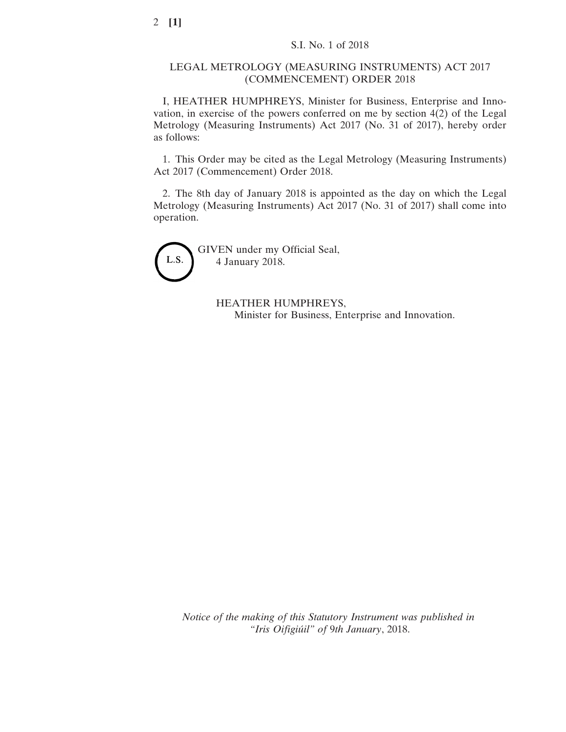S.I. No. 1 of 2018

LEGAL METROLOGY (MEASURING INSTRUMENTS) ACT 2017 (COMMENCEMENT) ORDER 2018

I, HEATHER HUMPHREYS, Minister for Business, Enterprise and Innovation, in exercise of the powers conferred on me by section 4(2) of the Legal Metrology (Measuring Instruments) Act 2017 (No. 31 of 2017), hereby order as follows:

1. This Order may be cited as the Legal Metrology (Measuring Instruments) Act 2017 (Commencement) Order 2018.

2. The 8th day of January 2018 is appointed as the day on which the Legal Metrology (Measuring Instruments) Act 2017 (No. 31 of 2017) shall come into operation.

L.S.

GIVEN under my Official Seal,
4 January 2018.

HEATHER HUMPHREYS,
Minister for Business, Enterprise and Innovation.

*Notice of the making of this Statutory Instrument was published in "Iris Oifigiúil" of 9th January, 2018.*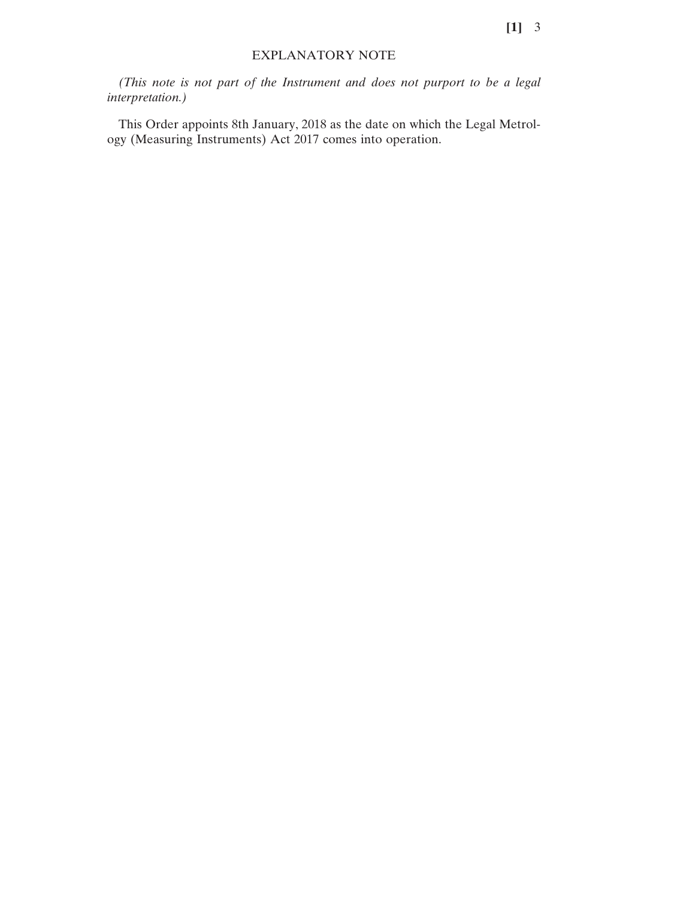## EXPLANATORY NOTE

*(This note is not part of the Instrument and does not purport to be a legal interpretation.)*

This Order appoints 8th January, 2018 as the date on which the Legal Metrology (Measuring Instruments) Act 2017 comes into operation.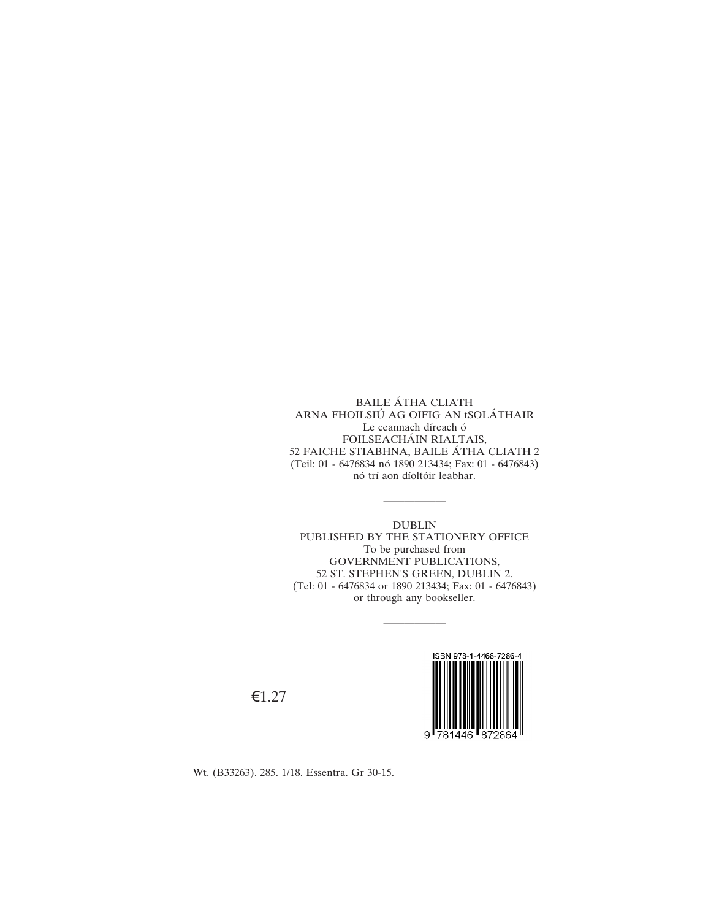BAILE ÁTHA CLIATH
ARNA FHOILSIÚ AG OIFIG AN tSOLÁTHAIR
Le ceannach díreach ó
FOILSEACHÁIN RIALTAIS,
52 FAICHE STIABHNA, BAILE ÁTHA CLIATH 2
(Teil: 01 - 6476834 nó 1890 213434; Fax: 01 - 6476843)
nó trí aon díoltóir leabhar.

---

DUBLIN
PUBLISHED BY THE STATIONERY OFFICE
To be purchased from
GOVERNMENT PUBLICATIONS,
52 ST. STEPHEN'S GREEN, DUBLIN 2.
(Tel: 01 - 6476834 or 1890 213434; Fax: 01 - 6476843)
or through any bookseller.

---

ISBN 978-1-4468-7286-4

9 781446 872864

€1.27

Wt. (B33263). 285. 1/18. Essentra. Gr 30-15.